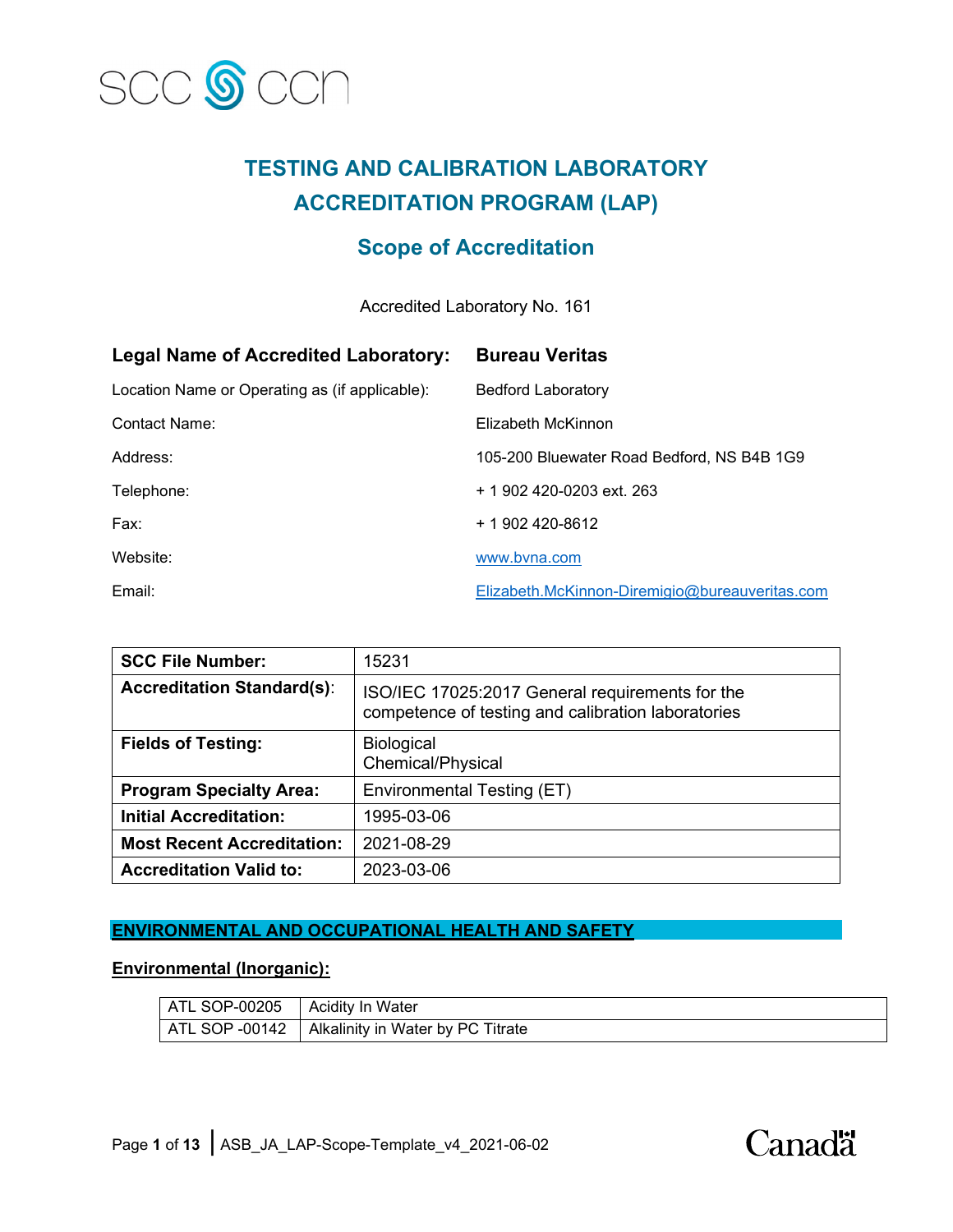SCC CCN

# TESTING AND CALIBRATION LABORATORY ACCREDITATION PROGRAM (LAP)

## Scope of Accreditation

Accredited Laboratory No. 161

| | |
|---|---|
| **Legal Name of Accredited Laboratory:** | **Bureau Veritas** |
| Location Name or Operating as (if applicable): | Bedford Laboratory |
| Contact Name: | Elizabeth McKinnon |
| Address: | 105-200 Bluewater Road Bedford, NS B4B 1G9 |
| Telephone: | + 1 902 420-0203 ext. 263 |
| Fax: | + 1 902 420-8612 |
| Website: | www.bvna.com |
| Email: | Elizabeth.McKinnon-Diremigio@bureauveritas.com |

| | |
|---|---|
| **SCC File Number:** | 15231 |
| **Accreditation Standard(s):** | ISO/IEC 17025:2017 General requirements for the competence of testing and calibration laboratories |
| **Fields of Testing:** | Biological<br>Chemical/Physical |
| **Program Specialty Area:** | Environmental Testing (ET) |
| **Initial Accreditation:** | 1995-03-06 |
| **Most Recent Accreditation:** | 2021-08-29 |
| **Accreditation Valid to:** | 2023-03-06 |

## ENVIRONMENTAL AND OCCUPATIONAL HEALTH AND SAFETY

### Environmental (Inorganic):

| | |
|---|---|
| ATL SOP-00205 | Acidity In Water |
| ATL SOP -00142 | Alkalinity in Water by PC Titrate |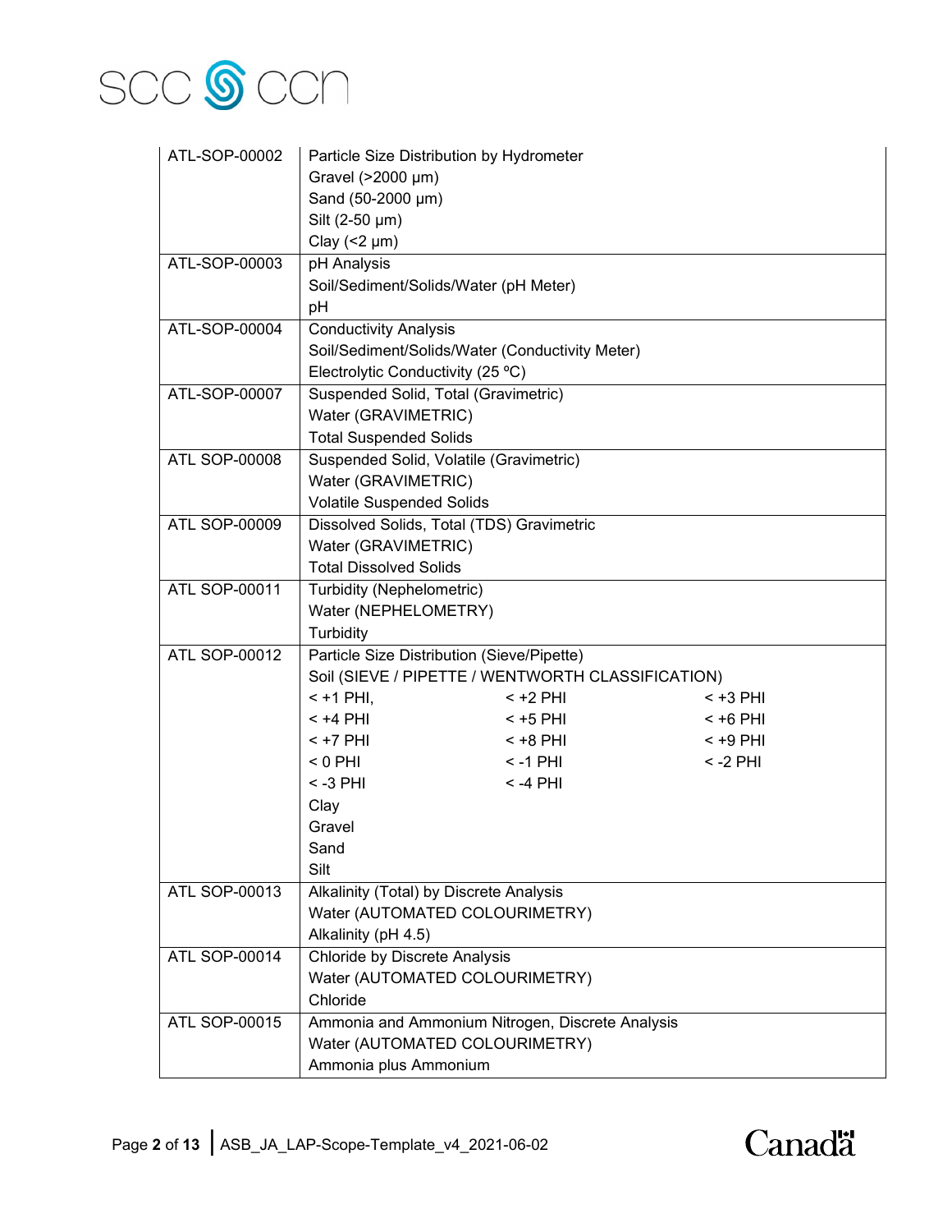| | |
|---|---|
| ATL-SOP-00002 | Particle Size Distribution by Hydrometer<br>Gravel (>2000 μm)<br>Sand (50-2000 μm)<br>Silt (2-50 μm)<br>Clay (<2 μm) |
| ATL-SOP-00003 | pH Analysis<br>Soil/Sediment/Solids/Water (pH Meter)<br>pH |
| ATL-SOP-00004 | Conductivity Analysis<br>Soil/Sediment/Solids/Water (Conductivity Meter)<br>Electrolytic Conductivity (25 ºC) |
| ATL-SOP-00007 | Suspended Solid, Total (Gravimetric)<br>Water (GRAVIMETRIC)<br>Total Suspended Solids |
| ATL SOP-00008 | Suspended Solid, Volatile (Gravimetric)<br>Water (GRAVIMETRIC)<br>Volatile Suspended Solids |
| ATL SOP-00009 | Dissolved Solids, Total (TDS) Gravimetric<br>Water (GRAVIMETRIC)<br>Total Dissolved Solids |
| ATL SOP-00011 | Turbidity (Nephelometric)<br>Water (NEPHELOMETRY)<br>Turbidity |
| ATL SOP-00012 | Particle Size Distribution (Sieve/Pipette)<br>Soil (SIEVE / PIPETTE / WENTWORTH CLASSIFICATION)<br>< +1 PHI, &nbsp;&nbsp; < +2 PHI &nbsp;&nbsp; < +3 PHI<br>< +4 PHI &nbsp;&nbsp; < +5 PHI &nbsp;&nbsp; < +6 PHI<br>< +7 PHI &nbsp;&nbsp; < +8 PHI &nbsp;&nbsp; < +9 PHI<br>< 0 PHI &nbsp;&nbsp; < -1 PHI &nbsp;&nbsp; < -2 PHI<br>< -3 PHI &nbsp;&nbsp; < -4 PHI<br>Clay<br>Gravel<br>Sand<br>Silt |
| ATL SOP-00013 | Alkalinity (Total) by Discrete Analysis<br>Water (AUTOMATED COLOURIMETRY)<br>Alkalinity (pH 4.5) |
| ATL SOP-00014 | Chloride by Discrete Analysis<br>Water (AUTOMATED COLOURIMETRY)<br>Chloride |
| ATL SOP-00015 | Ammonia and Ammonium Nitrogen, Discrete Analysis<br>Water (AUTOMATED COLOURIMETRY)<br>Ammonia plus Ammonium |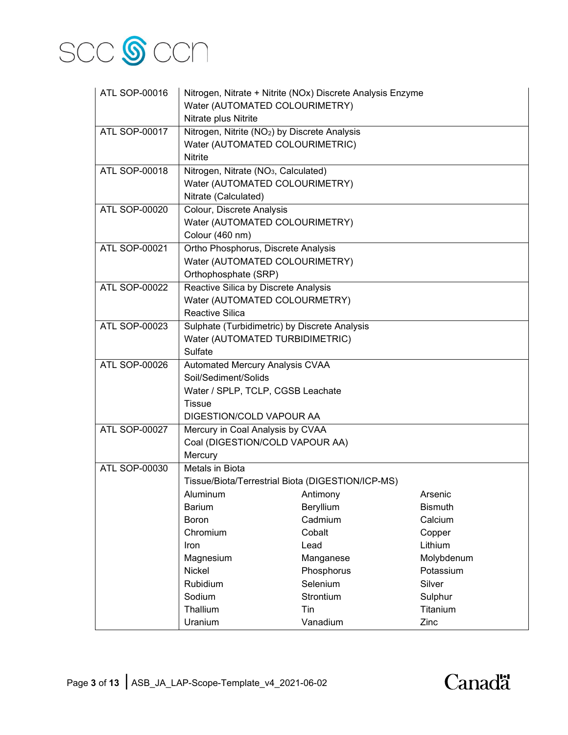| | |
|---|---|
| ATL SOP-00016 | Nitrogen, Nitrate + Nitrite (NOx) Discrete Analysis Enzyme<br>Water (AUTOMATED COLOURIMETRY)<br>Nitrate plus Nitrite |
| ATL SOP-00017 | Nitrogen, Nitrite ($NO_2$) by Discrete Analysis<br>Water (AUTOMATED COLOURIMETRIC)<br>Nitrite |
| ATL SOP-00018 | Nitrogen, Nitrate ($NO_3$, Calculated)<br>Water (AUTOMATED COLOURIMETRY)<br>Nitrate (Calculated) |
| ATL SOP-00020 | Colour, Discrete Analysis<br>Water (AUTOMATED COLOURIMETRY)<br>Colour (460 nm) |
| ATL SOP-00021 | Ortho Phosphorus, Discrete Analysis<br>Water (AUTOMATED COLOURIMETRY)<br>Orthophosphate (SRP) |
| ATL SOP-00022 | Reactive Silica by Discrete Analysis<br>Water (AUTOMATED COLOURMETRY)<br>Reactive Silica |
| ATL SOP-00023 | Sulphate (Turbidimetric) by Discrete Analysis<br>Water (AUTOMATED TURBIDIMETRIC)<br>Sulfate |
| ATL SOP-00026 | Automated Mercury Analysis CVAA<br>Soil/Sediment/Solids<br>Water / SPLP, TCLP, CGSB Leachate<br>Tissue<br>DIGESTION/COLD VAPOUR AA |
| ATL SOP-00027 | Mercury in Coal Analysis by CVAA<br>Coal (DIGESTION/COLD VAPOUR AA)<br>Mercury |
| ATL SOP-00030 | Metals in Biota<br>Tissue/Biota/Terrestrial Biota (DIGESTION/ICP-MS)<br>Aluminum, Antimony, Arsenic<br>Barium, Beryllium, Bismuth<br>Boron, Cadmium, Calcium<br>Chromium, Cobalt, Copper<br>Iron, Lead, Lithium<br>Magnesium, Manganese, Molybdenum<br>Nickel, Phosphorus, Potassium<br>Rubidium, Selenium, Silver<br>Sodium, Strontium, Sulphur<br>Thallium, Tin, Titanium<br>Uranium, Vanadium, Zinc |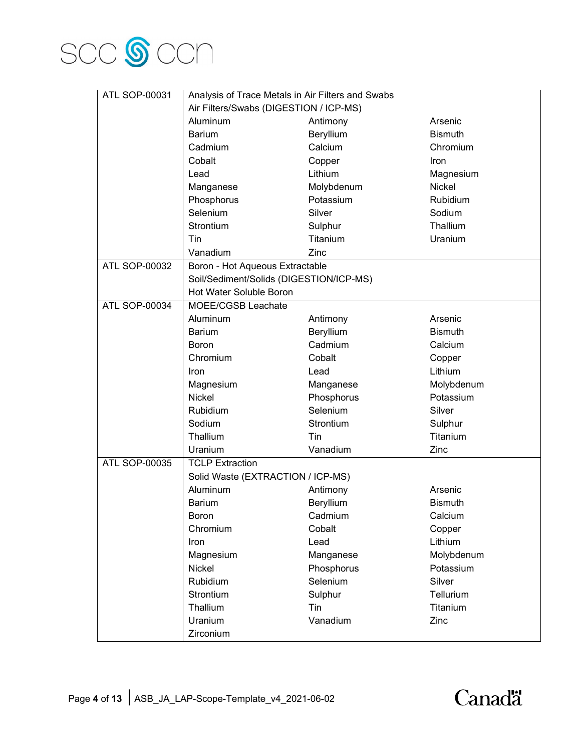| | | | |
|---|---|---|---|
| ATL SOP-00031 | Analysis of Trace Metals in Air Filters and Swabs | | |
| | Air Filters/Swabs (DIGESTION / ICP-MS) | | |
| | Aluminum | Antimony | Arsenic |
| | Barium | Beryllium | Bismuth |
| | Cadmium | Calcium | Chromium |
| | Cobalt | Copper | Iron |
| | Lead | Lithium | Magnesium |
| | Manganese | Molybdenum | Nickel |
| | Phosphorus | Potassium | Rubidium |
| | Selenium | Silver | Sodium |
| | Strontium | Sulphur | Thallium |
| | Tin | Titanium | Uranium |
| | Vanadium | Zinc | |
| ATL SOP-00032 | Boron - Hot Aqueous Extractable | | |
| | Soil/Sediment/Solids (DIGESTION/ICP-MS) | | |
| | Hot Water Soluble Boron | | |
| ATL SOP-00034 | MOEE/CGSB Leachate | | |
| | Aluminum | Antimony | Arsenic |
| | Barium | Beryllium | Bismuth |
| | Boron | Cadmium | Calcium |
| | Chromium | Cobalt | Copper |
| | Iron | Lead | Lithium |
| | Magnesium | Manganese | Molybdenum |
| | Nickel | Phosphorus | Potassium |
| | Rubidium | Selenium | Silver |
| | Sodium | Strontium | Sulphur |
| | Thallium | Tin | Titanium |
| | Uranium | Vanadium | Zinc |
| ATL SOP-00035 | TCLP Extraction | | |
| | Solid Waste (EXTRACTION / ICP-MS) | | |
| | Aluminum | Antimony | Arsenic |
| | Barium | Beryllium | Bismuth |
| | Boron | Cadmium | Calcium |
| | Chromium | Cobalt | Copper |
| | Iron | Lead | Lithium |
| | Magnesium | Manganese | Molybdenum |
| | Nickel | Phosphorus | Potassium |
| | Rubidium | Selenium | Silver |
| | Strontium | Sulphur | Tellurium |
| | Thallium | Tin | Titanium |
| | Uranium | Vanadium | Zinc |
| | Zirconium | | |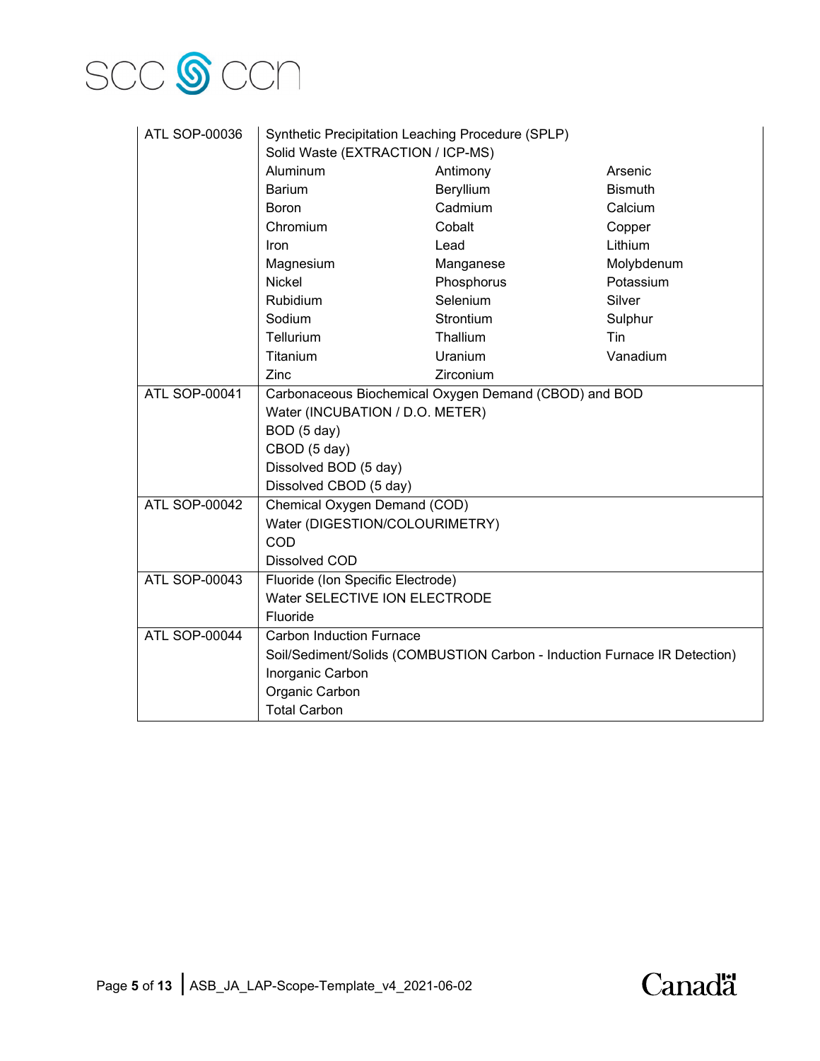| | | | |
|---|---|---|---|
| ATL SOP-00036 | Synthetic Precipitation Leaching Procedure (SPLP)<br>Solid Waste (EXTRACTION / ICP-MS) | | |
| | Aluminum | Antimony | Arsenic |
| | Barium | Beryllium | Bismuth |
| | Boron | Cadmium | Calcium |
| | Chromium | Cobalt | Copper |
| | Iron | Lead | Lithium |
| | Magnesium | Manganese | Molybdenum |
| | Nickel | Phosphorus | Potassium |
| | Rubidium | Selenium | Silver |
| | Sodium | Strontium | Sulphur |
| | Tellurium | Thallium | Tin |
| | Titanium | Uranium | Vanadium |
| | Zinc | Zirconium | |
| ATL SOP-00041 | Carbonaceous Biochemical Oxygen Demand (CBOD) and BOD<br>Water (INCUBATION / D.O. METER)<br>BOD (5 day)<br>CBOD (5 day)<br>Dissolved BOD (5 day)<br>Dissolved CBOD (5 day) | | |
| ATL SOP-00042 | Chemical Oxygen Demand (COD)<br>Water (DIGESTION/COLOURIMETRY)<br>COD<br>Dissolved COD | | |
| ATL SOP-00043 | Fluoride (Ion Specific Electrode)<br>Water SELECTIVE ION ELECTRODE<br>Fluoride | | |
| ATL SOP-00044 | Carbon Induction Furnace<br>Soil/Sediment/Solids (COMBUSTION Carbon - Induction Furnace IR Detection)<br>Inorganic Carbon<br>Organic Carbon<br>Total Carbon | | |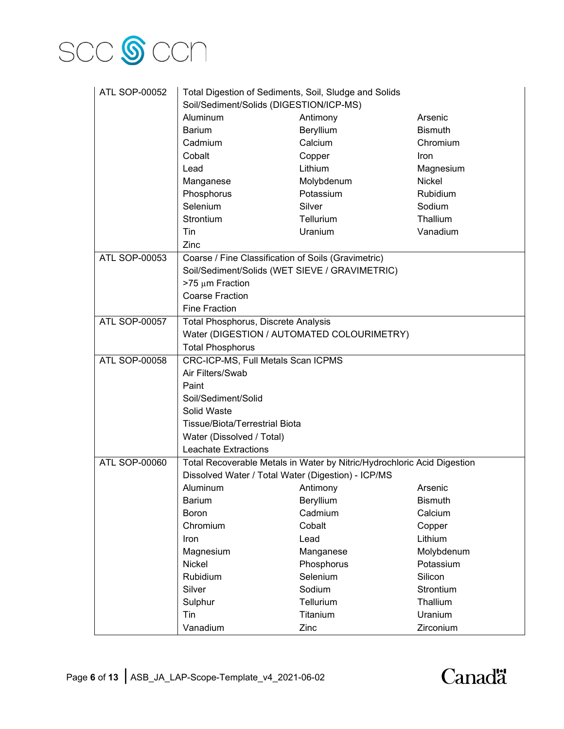| | | | |
|---|---|---|---|
| ATL SOP-00052 | Total Digestion of Sediments, Soil, Sludge and Solids<br>Soil/Sediment/Solids (DIGESTION/ICP-MS)<br>Aluminum<br>Barium<br>Cadmium<br>Cobalt<br>Lead<br>Manganese<br>Phosphorus<br>Selenium<br>Strontium<br>Tin<br>Zinc | <br><br>Antimony<br>Beryllium<br>Calcium<br>Copper<br>Lithium<br>Molybdenum<br>Potassium<br>Silver<br>Tellurium<br>Uranium | <br><br>Arsenic<br>Bismuth<br>Chromium<br>Iron<br>Magnesium<br>Nickel<br>Rubidium<br>Sodium<br>Thallium<br>Vanadium |
| ATL SOP-00053 | Coarse / Fine Classification of Soils (Gravimetric)<br>Soil/Sediment/Solids (WET SIEVE / GRAVIMETRIC)<br>>75 µm Fraction<br>Coarse Fraction<br>Fine Fraction | | |
| ATL SOP-00057 | Total Phosphorus, Discrete Analysis<br>Water (DIGESTION / AUTOMATED COLOURIMETRY)<br>Total Phosphorus | | |
| ATL SOP-00058 | CRC-ICP-MS, Full Metals Scan ICPMS<br>Air Filters/Swab<br>Paint<br>Soil/Sediment/Solid<br>Solid Waste<br>Tissue/Biota/Terrestrial Biota<br>Water (Dissolved / Total)<br>Leachate Extractions | | |
| ATL SOP-00060 | Total Recoverable Metals in Water by Nitric/Hydrochloric Acid Digestion<br>Dissolved Water / Total Water (Digestion) - ICP/MS<br>Aluminum<br>Barium<br>Boron<br>Chromium<br>Iron<br>Magnesium<br>Nickel<br>Rubidium<br>Silver<br>Sulphur<br>Tin<br>Vanadium | <br><br>Antimony<br>Beryllium<br>Cadmium<br>Cobalt<br>Lead<br>Manganese<br>Phosphorus<br>Selenium<br>Sodium<br>Tellurium<br>Titanium<br>Zinc | <br><br>Arsenic<br>Bismuth<br>Calcium<br>Copper<br>Lithium<br>Molybdenum<br>Potassium<br>Silicon<br>Strontium<br>Thallium<br>Uranium<br>Zirconium |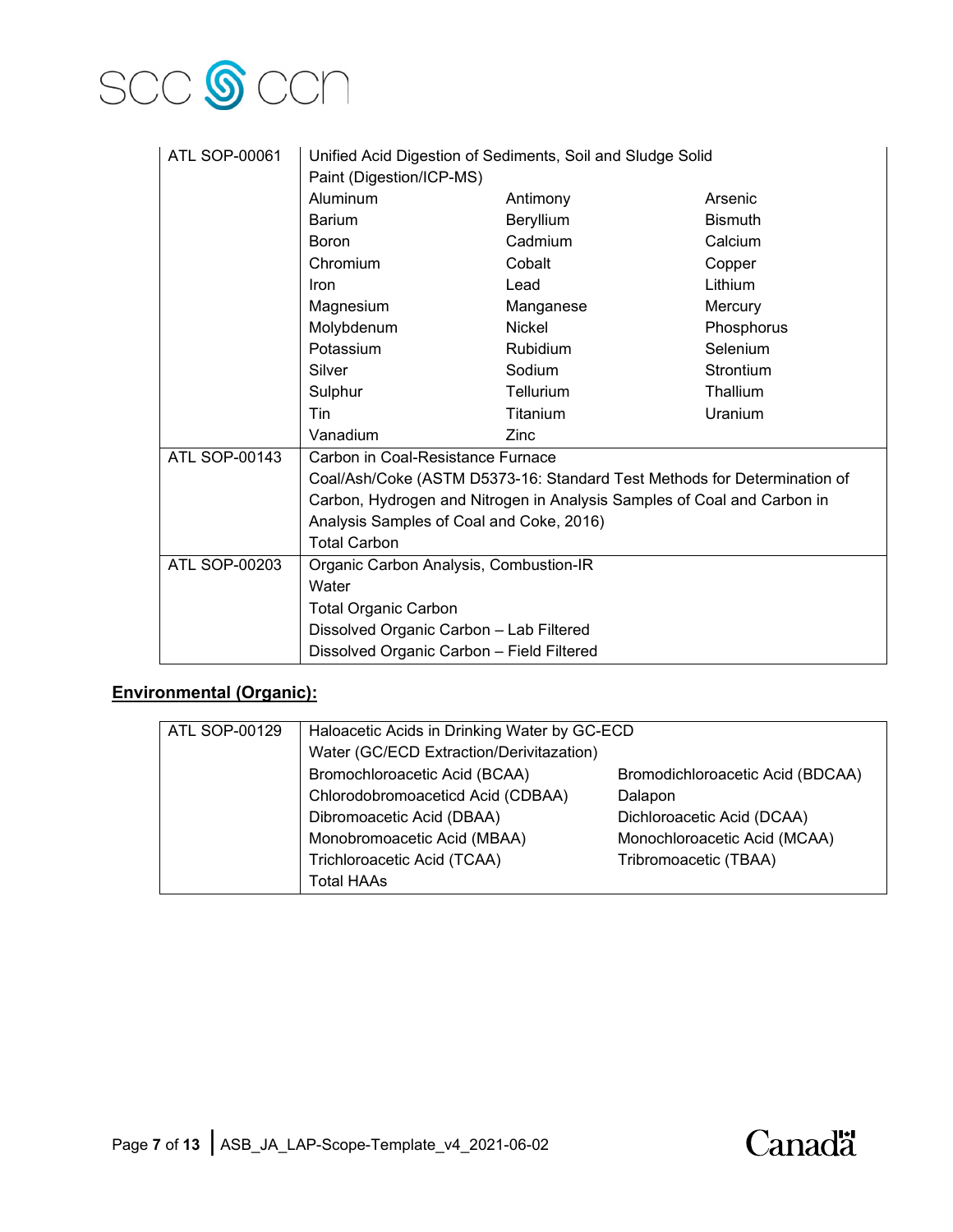| | |
|---|---|
| ATL SOP-00061 | Unified Acid Digestion of Sediments, Soil and Sludge Solid<br>Paint (Digestion/ICP-MS)<br>Aluminum, Antimony, Arsenic<br>Barium, Beryllium, Bismuth<br>Boron, Cadmium, Calcium<br>Chromium, Cobalt, Copper<br>Iron, Lead, Lithium<br>Magnesium, Manganese, Mercury<br>Molybdenum, Nickel, Phosphorus<br>Potassium, Rubidium, Selenium<br>Silver, Sodium, Strontium<br>Sulphur, Tellurium, Thallium<br>Tin, Titanium, Uranium<br>Vanadium, Zinc |
| ATL SOP-00143 | Carbon in Coal-Resistance Furnace<br>Coal/Ash/Coke (ASTM D5373-16: Standard Test Methods for Determination of Carbon, Hydrogen and Nitrogen in Analysis Samples of Coal and Carbon in Analysis Samples of Coal and Coke, 2016)<br>Total Carbon |
| ATL SOP-00203 | Organic Carbon Analysis, Combustion-IR<br>Water<br>Total Organic Carbon<br>Dissolved Organic Carbon – Lab Filtered<br>Dissolved Organic Carbon – Field Filtered |

## Environmental (Organic):

| | |
|---|---|
| ATL SOP-00129 | Haloacetic Acids in Drinking Water by GC-ECD<br>Water (GC/ECD Extraction/Derivitazation)<br>Bromochloroacetic Acid (BCAA), Bromodichloroacetic Acid (BDCAA)<br>Chlorodobromoacetic Acid (CDBAA), Dalapon<br>Dibromoacetic Acid (DBAA), Dichloroacetic Acid (DCAA)<br>Monobromoacetic Acid (MBAA), Monochloroacetic Acid (MCAA)<br>Trichloroacetic Acid (TCAA), Tribromoacetic (TBAA)<br>Total HAAs |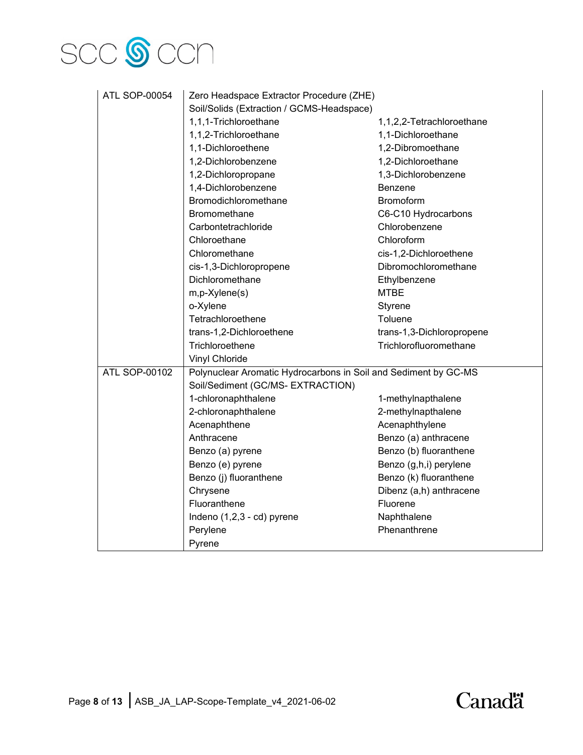| | | |
|---|---|---|
| ATL SOP-00054 | Zero Headspace Extractor Procedure (ZHE)<br>Soil/Solids (Extraction / GCMS-Headspace) | |
| | 1,1,1-Trichloroethane | 1,1,2,2-Tetrachloroethane |
| | 1,1,2-Trichloroethane | 1,1-Dichloroethane |
| | 1,1-Dichloroethene | 1,2-Dibromoethane |
| | 1,2-Dichlorobenzene | 1,2-Dichloroethane |
| | 1,2-Dichloropropane | 1,3-Dichlorobenzene |
| | 1,4-Dichlorobenzene | Benzene |
| | Bromodichloromethane | Bromoform |
| | Bromomethane | C6-C10 Hydrocarbons |
| | Carbontetrachloride | Chlorobenzene |
| | Chloroethane | Chloroform |
| | Chloromethane | cis-1,2-Dichloroethene |
| | cis-1,3-Dichloropropene | Dibromochloromethane |
| | Dichloromethane | Ethylbenzene |
| | m,p-Xylene(s) | MTBE |
| | o-Xylene | Styrene |
| | Tetrachloroethene | Toluene |
| | trans-1,2-Dichloroethene | trans-1,3-Dichloropropene |
| | Trichloroethene | Trichlorofluoromethane |
| | Vinyl Chloride | |
| ATL SOP-00102 | Polynuclear Aromatic Hydrocarbons in Soil and Sediment by GC-MS<br>Soil/Sediment (GC/MS- EXTRACTION) | |
| | 1-chloronaphthalene | 1-methylnapthalene |
| | 2-chloronaphthalene | 2-methylnapthalene |
| | Acenaphthene | Acenaphthylene |
| | Anthracene | Benzo (a) anthracene |
| | Benzo (a) pyrene | Benzo (b) fluoranthene |
| | Benzo (e) pyrene | Benzo (g,h,i) perylene |
| | Benzo (j) fluoranthene | Benzo (k) fluoranthene |
| | Chrysene | Dibenz (a,h) anthracene |
| | Fluoranthene | Fluorene |
| | Indeno (1,2,3 - cd) pyrene | Naphthalene |
| | Perylene | Phenanthrene |
| | Pyrene | |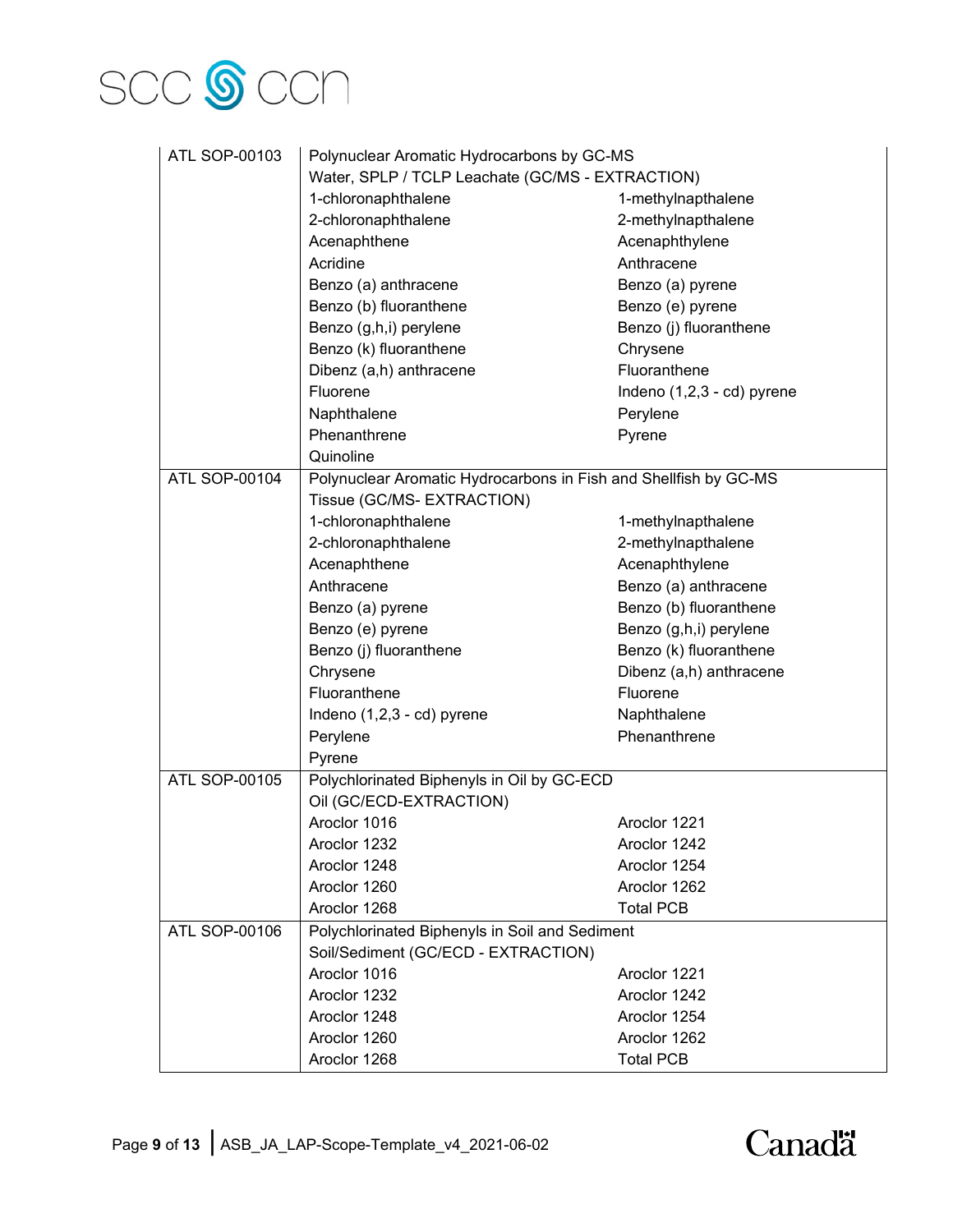| | | |
|---|---|---|
| ATL SOP-00103 | Polynuclear Aromatic Hydrocarbons by GC-MS<br>Water, SPLP / TCLP Leachate (GC/MS - EXTRACTION) | |
| | 1-chloronaphthalene | 1-methylnapthalene |
| | 2-chloronaphthalene | 2-methylnapthalene |
| | Acenaphthene | Acenaphthylene |
| | Acridine | Anthracene |
| | Benzo (a) anthracene | Benzo (a) pyrene |
| | Benzo (b) fluoranthene | Benzo (e) pyrene |
| | Benzo (g,h,i) perylene | Benzo (j) fluoranthene |
| | Benzo (k) fluoranthene | Chrysene |
| | Dibenz (a,h) anthracene | Fluoranthene |
| | Fluorene | Indeno (1,2,3 - cd) pyrene |
| | Naphthalene | Perylene |
| | Phenanthrene | Pyrene |
| | Quinoline | |
| ATL SOP-00104 | Polynuclear Aromatic Hydrocarbons in Fish and Shellfish by GC-MS<br>Tissue (GC/MS- EXTRACTION) | |
| | 1-chloronaphthalene | 1-methylnapthalene |
| | 2-chloronaphthalene | 2-methylnapthalene |
| | Acenaphthene | Acenaphthylene |
| | Anthracene | Benzo (a) anthracene |
| | Benzo (a) pyrene | Benzo (b) fluoranthene |
| | Benzo (e) pyrene | Benzo (g,h,i) perylene |
| | Benzo (j) fluoranthene | Benzo (k) fluoranthene |
| | Chrysene | Dibenz (a,h) anthracene |
| | Fluoranthene | Fluorene |
| | Indeno (1,2,3 - cd) pyrene | Naphthalene |
| | Perylene | Phenanthrene |
| | Pyrene | |
| ATL SOP-00105 | Polychlorinated Biphenyls in Oil by GC-ECD<br>Oil (GC/ECD-EXTRACTION) | |
| | Aroclor 1016 | Aroclor 1221 |
| | Aroclor 1232 | Aroclor 1242 |
| | Aroclor 1248 | Aroclor 1254 |
| | Aroclor 1260 | Aroclor 1262 |
| | Aroclor 1268 | Total PCB |
| ATL SOP-00106 | Polychlorinated Biphenyls in Soil and Sediment<br>Soil/Sediment (GC/ECD - EXTRACTION) | |
| | Aroclor 1016 | Aroclor 1221 |
| | Aroclor 1232 | Aroclor 1242 |
| | Aroclor 1248 | Aroclor 1254 |
| | Aroclor 1260 | Aroclor 1262 |
| | Aroclor 1268 | Total PCB |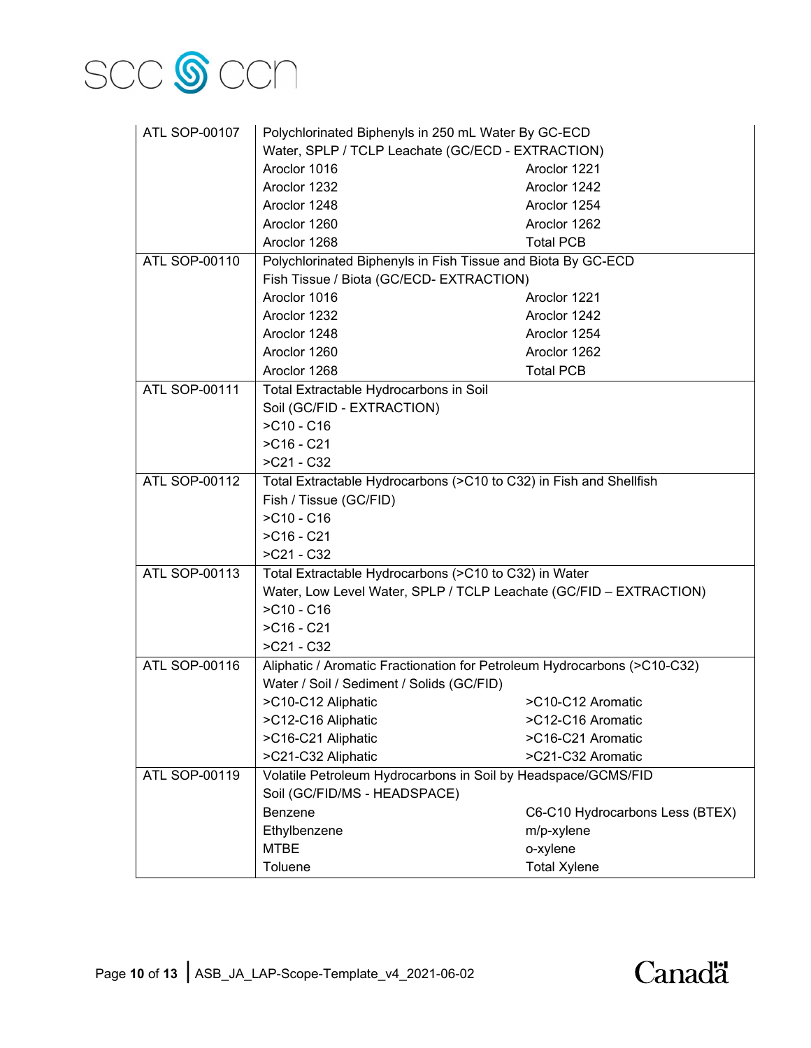| | | |
|---|---|---|
| ATL SOP-00107 | Polychlorinated Biphenyls in 250 mL Water By GC-ECD<br>Water, SPLP / TCLP Leachate (GC/ECD - EXTRACTION)<br>Aroclor 1016<br>Aroclor 1232<br>Aroclor 1248<br>Aroclor 1260<br>Aroclor 1268 | <br><br>Aroclor 1221<br>Aroclor 1242<br>Aroclor 1254<br>Aroclor 1262<br>Total PCB |
| ATL SOP-00110 | Polychlorinated Biphenyls in Fish Tissue and Biota By GC-ECD<br>Fish Tissue / Biota (GC/ECD- EXTRACTION)<br>Aroclor 1016<br>Aroclor 1232<br>Aroclor 1248<br>Aroclor 1260<br>Aroclor 1268 | <br><br>Aroclor 1221<br>Aroclor 1242<br>Aroclor 1254<br>Aroclor 1262<br>Total PCB |
| ATL SOP-00111 | Total Extractable Hydrocarbons in Soil<br>Soil (GC/FID - EXTRACTION)<br>>C10 - C16<br>>C16 - C21<br>>C21 - C32 | |
| ATL SOP-00112 | Total Extractable Hydrocarbons (>C10 to C32) in Fish and Shellfish<br>Fish / Tissue (GC/FID)<br>>C10 - C16<br>>C16 - C21<br>>C21 - C32 | |
| ATL SOP-00113 | Total Extractable Hydrocarbons (>C10 to C32) in Water<br>Water, Low Level Water, SPLP / TCLP Leachate (GC/FID – EXTRACTION)<br>>C10 - C16<br>>C16 - C21<br>>C21 - C32 | |
| ATL SOP-00116 | Aliphatic / Aromatic Fractionation for Petroleum Hydrocarbons (>C10-C32)<br>Water / Soil / Sediment / Solids (GC/FID)<br>>C10-C12 Aliphatic<br>>C12-C16 Aliphatic<br>>C16-C21 Aliphatic<br>>C21-C32 Aliphatic | <br><br>>C10-C12 Aromatic<br>>C12-C16 Aromatic<br>>C16-C21 Aromatic<br>>C21-C32 Aromatic |
| ATL SOP-00119 | Volatile Petroleum Hydrocarbons in Soil by Headspace/GCMS/FID<br>Soil (GC/FID/MS - HEADSPACE)<br>Benzene<br>Ethylbenzene<br>MTBE<br>Toluene | <br><br>C6-C10 Hydrocarbons Less (BTEX)<br>m/p-xylene<br>o-xylene<br>Total Xylene |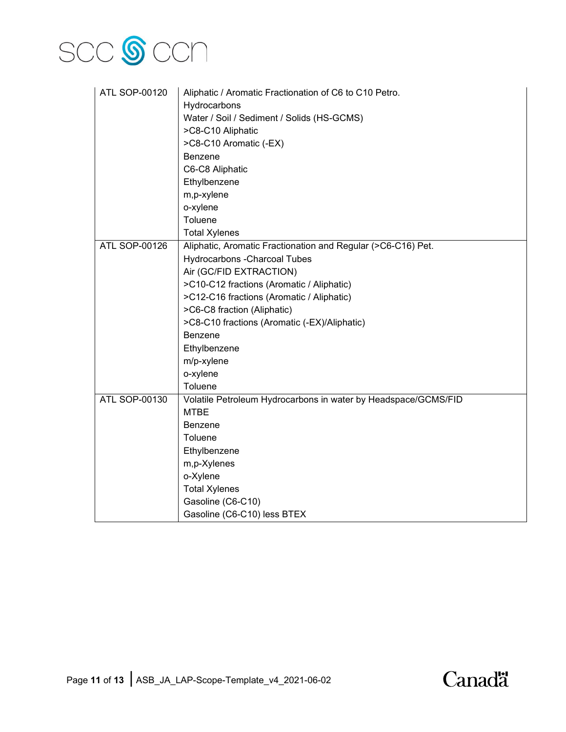| | |
|---|---|
| ATL SOP-00120 | Aliphatic / Aromatic Fractionation of C6 to C10 Petro. Hydrocarbons<br>Water / Soil / Sediment / Solids (HS-GCMS)<br>>C8-C10 Aliphatic<br>>C8-C10 Aromatic (-EX)<br>Benzene<br>C6-C8 Aliphatic<br>Ethylbenzene<br>m,p-xylene<br>o-xylene<br>Toluene<br>Total Xylenes |
| ATL SOP-00126 | Aliphatic, Aromatic Fractionation and Regular (>C6-C16) Pet. Hydrocarbons -Charcoal Tubes<br>Air (GC/FID EXTRACTION)<br>>C10-C12 fractions (Aromatic / Aliphatic)<br>>C12-C16 fractions (Aromatic / Aliphatic)<br>>C6-C8 fraction (Aliphatic)<br>>C8-C10 fractions (Aromatic (-EX)/Aliphatic)<br>Benzene<br>Ethylbenzene<br>m/p-xylene<br>o-xylene<br>Toluene |
| ATL SOP-00130 | Volatile Petroleum Hydrocarbons in water by Headspace/GCMS/FID<br>MTBE<br>Benzene<br>Toluene<br>Ethylbenzene<br>m,p-Xylenes<br>o-Xylene<br>Total Xylenes<br>Gasoline (C6-C10)<br>Gasoline (C6-C10) less BTEX |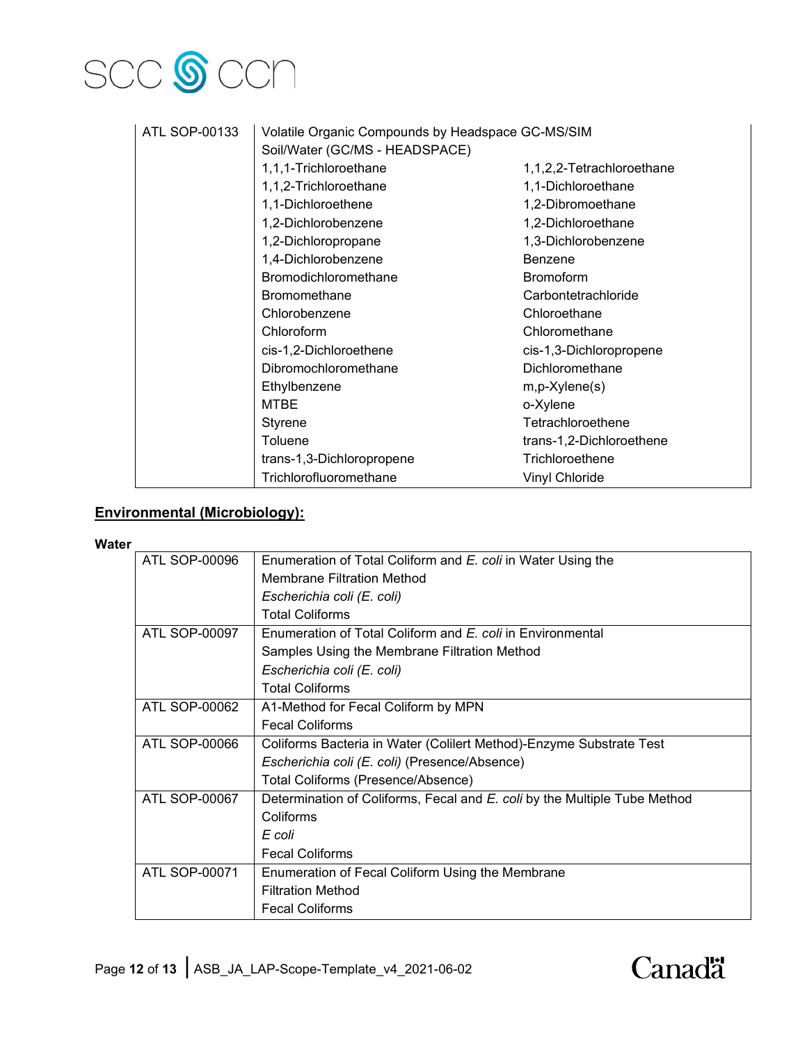| | | |
|---|---|---|
| ATL SOP-00133 | Volatile Organic Compounds by Headspace GC-MS/SIM<br>Soil/Water (GC/MS - HEADSPACE) | |
| | 1,1,1-Trichloroethane | 1,1,2,2-Tetrachloroethane |
| | 1,1,2-Trichloroethane | 1,1-Dichloroethane |
| | 1,1-Dichloroethene | 1,2-Dibromoethane |
| | 1,2-Dichlorobenzene | 1,2-Dichloroethane |
| | 1,2-Dichloropropane | 1,3-Dichlorobenzene |
| | 1,4-Dichlorobenzene | Benzene |
| | Bromodichloromethane | Bromoform |
| | Bromomethane | Carbontetrachloride |
| | Chlorobenzene | Chloroethane |
| | Chloroform | Chloromethane |
| | cis-1,2-Dichloroethene | cis-1,3-Dichloropropene |
| | Dibromochloromethane | Dichloromethane |
| | Ethylbenzene | m,p-Xylene(s) |
| | MTBE | o-Xylene |
| | Styrene | Tetrachloroethene |
| | Toluene | trans-1,2-Dichloroethene |
| | trans-1,3-Dichloropropene | Trichloroethene |
| | Trichlorofluoromethane | Vinyl Chloride |

**Environmental (Microbiology):**

**Water**

| | |
|---|---|
| ATL SOP-00096 | Enumeration of Total Coliform and *E. coli* in Water Using the Membrane Filtration Method<br>*Escherichia coli (E. coli)*<br>Total Coliforms |
| ATL SOP-00097 | Enumeration of Total Coliform and *E. coli* in Environmental Samples Using the Membrane Filtration Method<br>*Escherichia coli (E. coli)*<br>Total Coliforms |
| ATL SOP-00062 | A1-Method for Fecal Coliform by MPN<br>Fecal Coliforms |
| ATL SOP-00066 | Coliforms Bacteria in Water (Colilert Method)-Enzyme Substrate Test<br>*Escherichia coli (E. coli)* (Presence/Absence)<br>Total Coliforms (Presence/Absence) |
| ATL SOP-00067 | Determination of Coliforms, Fecal and *E. coli* by the Multiple Tube Method<br>Coliforms<br>*E coli*<br>Fecal Coliforms |
| ATL SOP-00071 | Enumeration of Fecal Coliform Using the Membrane Filtration Method<br>Fecal Coliforms |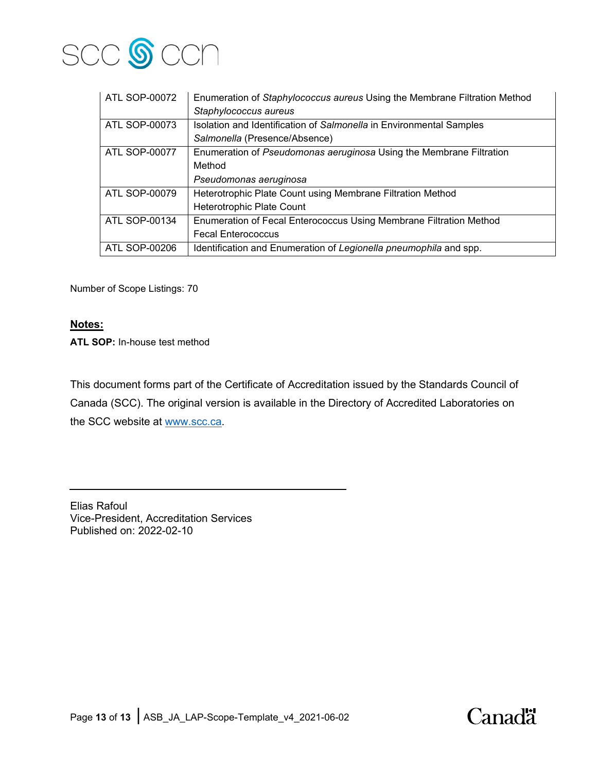| | |
|---|---|
| ATL SOP-00072 | Enumeration of *Staphylococcus aureus* Using the Membrane Filtration Method<br>*Staphylococcus aureus* |
| ATL SOP-00073 | Isolation and Identification of *Salmonella* in Environmental Samples<br>*Salmonella* (Presence/Absence) |
| ATL SOP-00077 | Enumeration of *Pseudomonas aeruginosa* Using the Membrane Filtration Method<br>*Pseudomonas aeruginosa* |
| ATL SOP-00079 | Heterotrophic Plate Count using Membrane Filtration Method<br>Heterotrophic Plate Count |
| ATL SOP-00134 | Enumeration of Fecal Enterococcus Using Membrane Filtration Method<br>Fecal Enterococcus |
| ATL SOP-00206 | Identification and Enumeration of *Legionella pneumophila* and spp. |

Number of Scope Listings: 70

**Notes:**

**ATL SOP:** In-house test method

This document forms part of the Certificate of Accreditation issued by the Standards Council of Canada (SCC). The original version is available in the Directory of Accredited Laboratories on the SCC website at www.scc.ca.

Elias Rafoul
Vice-President, Accreditation Services
Published on: 2022-02-10